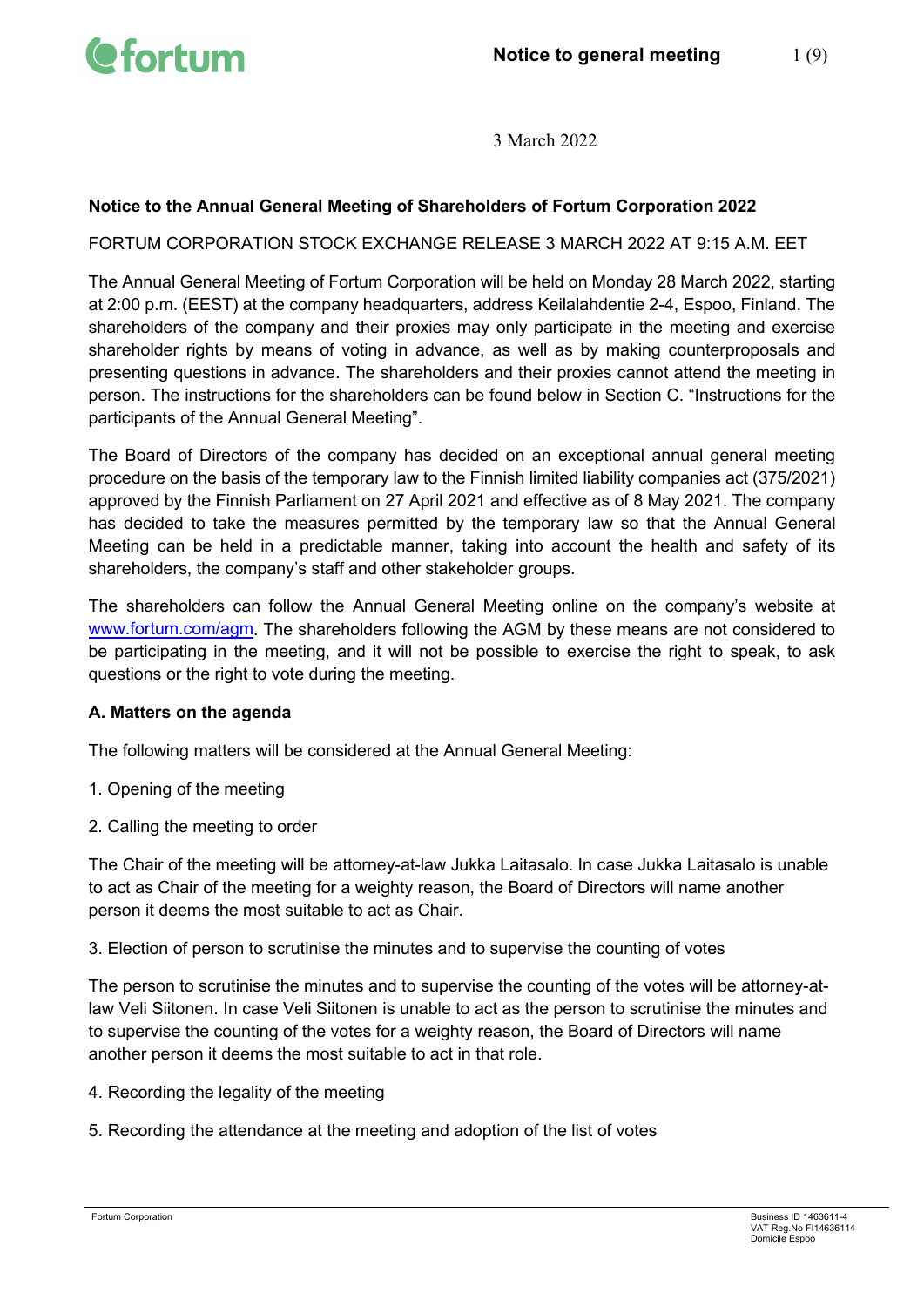3 March 2022

**Notice to the Annual General Meeting of Shareholders of Fortum Corporation 2022**

FORTUM CORPORATION STOCK EXCHANGE RELEASE 3 MARCH 2022 AT 9:15 A.M. EET

The Annual General Meeting of Fortum Corporation will be held on Monday 28 March 2022, starting at 2:00 p.m. (EEST) at the company headquarters, address Keilalahdentie 2-4, Espoo, Finland. The shareholders of the company and their proxies may only participate in the meeting and exercise shareholder rights by means of voting in advance, as well as by making counterproposals and presenting questions in advance. The shareholders and their proxies cannot attend the meeting in person. The instructions for the shareholders can be found below in Section C. "Instructions for the participants of the Annual General Meeting".

The Board of Directors of the company has decided on an exceptional annual general meeting procedure on the basis of the temporary law to the Finnish limited liability companies act (375/2021) approved by the Finnish Parliament on 27 April 2021 and effective as of 8 May 2021. The company has decided to take the measures permitted by the temporary law so that the Annual General Meeting can be held in a predictable manner, taking into account the health and safety of its shareholders, the company's staff and other stakeholder groups.

The shareholders can follow the Annual General Meeting online on the company's website at www.fortum.com/agm. The shareholders following the AGM by these means are not considered to be participating in the meeting, and it will not be possible to exercise the right to speak, to ask questions or the right to vote during the meeting.

**A. Matters on the agenda**

The following matters will be considered at the Annual General Meeting:

1. Opening of the meeting

2. Calling the meeting to order

The Chair of the meeting will be attorney-at-law Jukka Laitasalo. In case Jukka Laitasalo is unable to act as Chair of the meeting for a weighty reason, the Board of Directors will name another person it deems the most suitable to act as Chair.

3. Election of person to scrutinise the minutes and to supervise the counting of votes

The person to scrutinise the minutes and to supervise the counting of the votes will be attorney-at-law Veli Siitonen. In case Veli Siitonen is unable to act as the person to scrutinise the minutes and to supervise the counting of the votes for a weighty reason, the Board of Directors will name another person it deems the most suitable to act in that role.

4. Recording the legality of the meeting

5. Recording the attendance at the meeting and adoption of the list of votes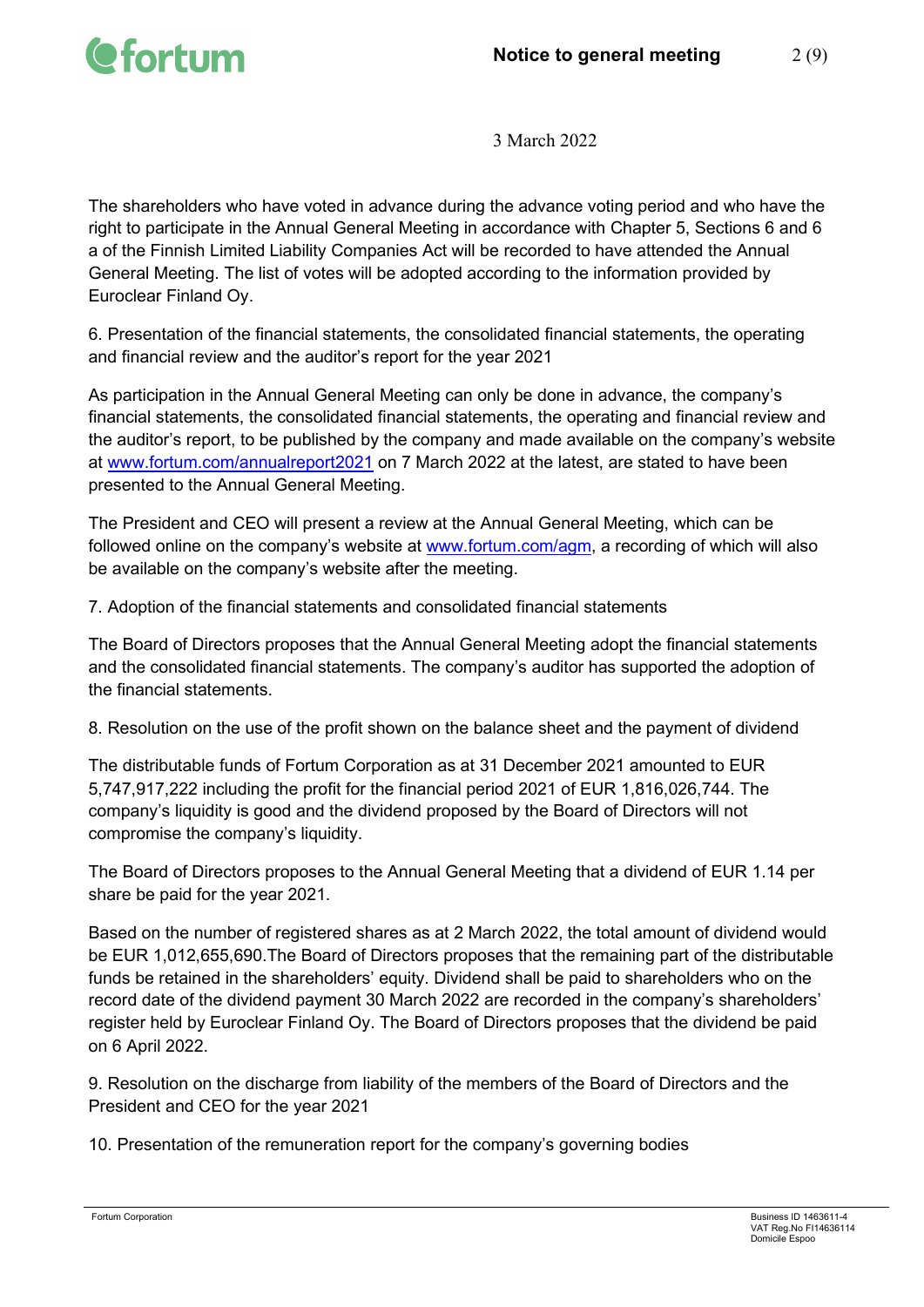3 March 2022

The shareholders who have voted in advance during the advance voting period and who have the right to participate in the Annual General Meeting in accordance with Chapter 5, Sections 6 and 6 a of the Finnish Limited Liability Companies Act will be recorded to have attended the Annual General Meeting. The list of votes will be adopted according to the information provided by Euroclear Finland Oy.

6. Presentation of the financial statements, the consolidated financial statements, the operating and financial review and the auditor's report for the year 2021

As participation in the Annual General Meeting can only be done in advance, the company's financial statements, the consolidated financial statements, the operating and financial review and the auditor's report, to be published by the company and made available on the company's website at [www.fortum.com/annualreport2021](http://www.fortum.com/annualreport2021) on 7 March 2022 at the latest, are stated to have been presented to the Annual General Meeting.

The President and CEO will present a review at the Annual General Meeting, which can be followed online on the company's website at [www.fortum.com/agm](http://www.fortum.com/agm), a recording of which will also be available on the company's website after the meeting.

7. Adoption of the financial statements and consolidated financial statements

The Board of Directors proposes that the Annual General Meeting adopt the financial statements and the consolidated financial statements. The company's auditor has supported the adoption of the financial statements.

8. Resolution on the use of the profit shown on the balance sheet and the payment of dividend

The distributable funds of Fortum Corporation as at 31 December 2021 amounted to EUR 5,747,917,222 including the profit for the financial period 2021 of EUR 1,816,026,744. The company's liquidity is good and the dividend proposed by the Board of Directors will not compromise the company's liquidity.

The Board of Directors proposes to the Annual General Meeting that a dividend of EUR 1.14 per share be paid for the year 2021.

Based on the number of registered shares as at 2 March 2022, the total amount of dividend would be EUR 1,012,655,690.The Board of Directors proposes that the remaining part of the distributable funds be retained in the shareholders' equity. Dividend shall be paid to shareholders who on the record date of the dividend payment 30 March 2022 are recorded in the company's shareholders' register held by Euroclear Finland Oy. The Board of Directors proposes that the dividend be paid on 6 April 2022.

9. Resolution on the discharge from liability of the members of the Board of Directors and the President and CEO for the year 2021

10. Presentation of the remuneration report for the company's governing bodies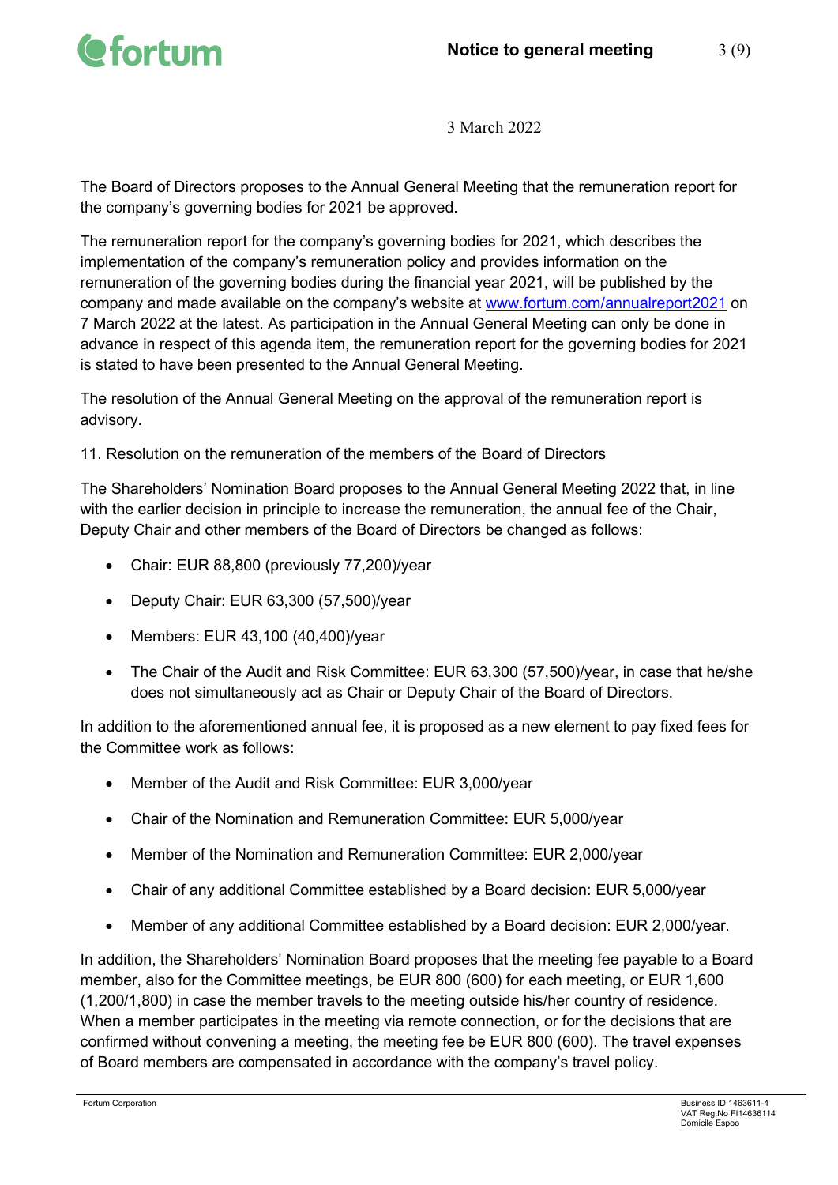3 March 2022

The Board of Directors proposes to the Annual General Meeting that the remuneration report for the company's governing bodies for 2021 be approved.

The remuneration report for the company's governing bodies for 2021, which describes the implementation of the company's remuneration policy and provides information on the remuneration of the governing bodies during the financial year 2021, will be published by the company and made available on the company's website at www.fortum.com/annualreport2021 on 7 March 2022 at the latest. As participation in the Annual General Meeting can only be done in advance in respect of this agenda item, the remuneration report for the governing bodies for 2021 is stated to have been presented to the Annual General Meeting.

The resolution of the Annual General Meeting on the approval of the remuneration report is advisory.

11. Resolution on the remuneration of the members of the Board of Directors

The Shareholders' Nomination Board proposes to the Annual General Meeting 2022 that, in line with the earlier decision in principle to increase the remuneration, the annual fee of the Chair, Deputy Chair and other members of the Board of Directors be changed as follows:

- Chair: EUR 88,800 (previously 77,200)/year
- Deputy Chair: EUR 63,300 (57,500)/year
- Members: EUR 43,100 (40,400)/year
- The Chair of the Audit and Risk Committee: EUR 63,300 (57,500)/year, in case that he/she does not simultaneously act as Chair or Deputy Chair of the Board of Directors.

In addition to the aforementioned annual fee, it is proposed as a new element to pay fixed fees for the Committee work as follows:

- Member of the Audit and Risk Committee: EUR 3,000/year
- Chair of the Nomination and Remuneration Committee: EUR 5,000/year
- Member of the Nomination and Remuneration Committee: EUR 2,000/year
- Chair of any additional Committee established by a Board decision: EUR 5,000/year
- Member of any additional Committee established by a Board decision: EUR 2,000/year.

In addition, the Shareholders' Nomination Board proposes that the meeting fee payable to a Board member, also for the Committee meetings, be EUR 800 (600) for each meeting, or EUR 1,600 (1,200/1,800) in case the member travels to the meeting outside his/her country of residence. When a member participates in the meeting via remote connection, or for the decisions that are confirmed without convening a meeting, the meeting fee be EUR 800 (600). The travel expenses of Board members are compensated in accordance with the company's travel policy.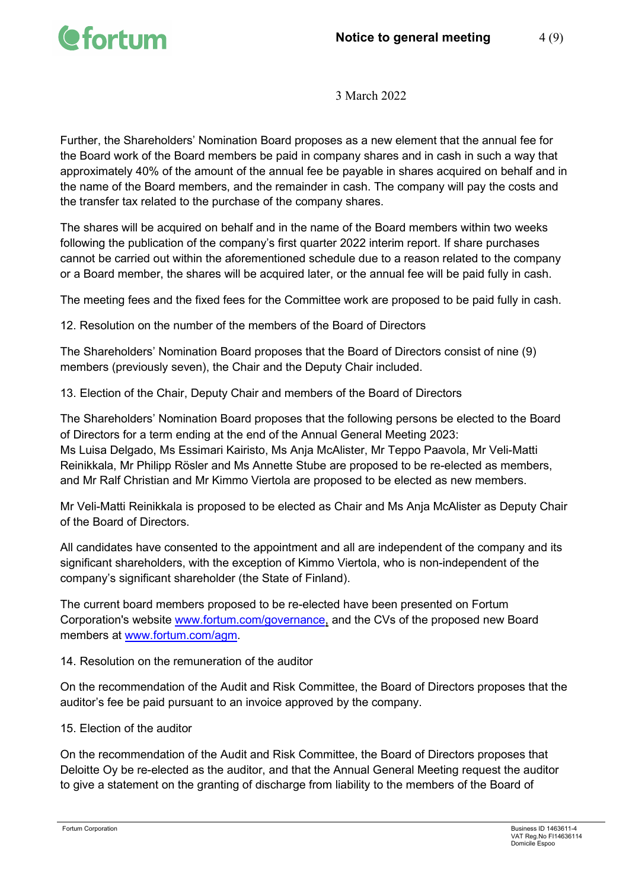3 March 2022

Further, the Shareholders' Nomination Board proposes as a new element that the annual fee for the Board work of the Board members be paid in company shares and in cash in such a way that approximately 40% of the amount of the annual fee be payable in shares acquired on behalf and in the name of the Board members, and the remainder in cash. The company will pay the costs and the transfer tax related to the purchase of the company shares.

The shares will be acquired on behalf and in the name of the Board members within two weeks following the publication of the company's first quarter 2022 interim report. If share purchases cannot be carried out within the aforementioned schedule due to a reason related to the company or a Board member, the shares will be acquired later, or the annual fee will be paid fully in cash.

The meeting fees and the fixed fees for the Committee work are proposed to be paid fully in cash.

12. Resolution on the number of the members of the Board of Directors

The Shareholders' Nomination Board proposes that the Board of Directors consist of nine (9) members (previously seven), the Chair and the Deputy Chair included.

13. Election of the Chair, Deputy Chair and members of the Board of Directors

The Shareholders' Nomination Board proposes that the following persons be elected to the Board of Directors for a term ending at the end of the Annual General Meeting 2023:
Ms Luisa Delgado, Ms Essimari Kairisto, Ms Anja McAlister, Mr Teppo Paavola, Mr Veli-Matti Reinikkala, Mr Philipp Rösler and Ms Annette Stube are proposed to be re-elected as members, and Mr Ralf Christian and Mr Kimmo Viertola are proposed to be elected as new members.

Mr Veli-Matti Reinikkala is proposed to be elected as Chair and Ms Anja McAlister as Deputy Chair of the Board of Directors.

All candidates have consented to the appointment and all are independent of the company and its significant shareholders, with the exception of Kimmo Viertola, who is non-independent of the company's significant shareholder (the State of Finland).

The current board members proposed to be re-elected have been presented on Fortum Corporation's website www.fortum.com/governance, and the CVs of the proposed new Board members at www.fortum.com/agm.

14. Resolution on the remuneration of the auditor

On the recommendation of the Audit and Risk Committee, the Board of Directors proposes that the auditor's fee be paid pursuant to an invoice approved by the company.

15. Election of the auditor

On the recommendation of the Audit and Risk Committee, the Board of Directors proposes that Deloitte Oy be re-elected as the auditor, and that the Annual General Meeting request the auditor to give a statement on the granting of discharge from liability to the members of the Board of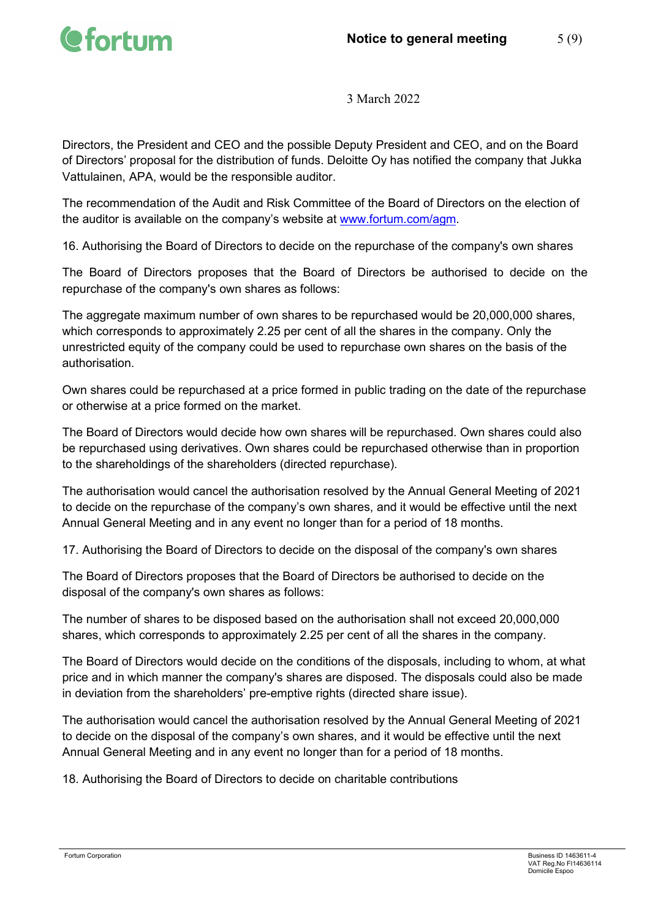Directors, the President and CEO and the possible Deputy President and CEO, and on the Board of Directors' proposal for the distribution of funds. Deloitte Oy has notified the company that Jukka Vattulainen, APA, would be the responsible auditor.

The recommendation of the Audit and Risk Committee of the Board of Directors on the election of the auditor is available on the company's website at [www.fortum.com/agm](www.fortum.com/agm).

16. Authorising the Board of Directors to decide on the repurchase of the company's own shares

The Board of Directors proposes that the Board of Directors be authorised to decide on the repurchase of the company's own shares as follows:

The aggregate maximum number of own shares to be repurchased would be 20,000,000 shares, which corresponds to approximately 2.25 per cent of all the shares in the company. Only the unrestricted equity of the company could be used to repurchase own shares on the basis of the authorisation.

Own shares could be repurchased at a price formed in public trading on the date of the repurchase or otherwise at a price formed on the market.

The Board of Directors would decide how own shares will be repurchased. Own shares could also be repurchased using derivatives. Own shares could be repurchased otherwise than in proportion to the shareholdings of the shareholders (directed repurchase).

The authorisation would cancel the authorisation resolved by the Annual General Meeting of 2021 to decide on the repurchase of the company's own shares, and it would be effective until the next Annual General Meeting and in any event no longer than for a period of 18 months.

17. Authorising the Board of Directors to decide on the disposal of the company's own shares

The Board of Directors proposes that the Board of Directors be authorised to decide on the disposal of the company's own shares as follows:

The number of shares to be disposed based on the authorisation shall not exceed 20,000,000 shares, which corresponds to approximately 2.25 per cent of all the shares in the company.

The Board of Directors would decide on the conditions of the disposals, including to whom, at what price and in which manner the company's shares are disposed. The disposals could also be made in deviation from the shareholders' pre-emptive rights (directed share issue).

The authorisation would cancel the authorisation resolved by the Annual General Meeting of 2021 to decide on the disposal of the company's own shares, and it would be effective until the next Annual General Meeting and in any event no longer than for a period of 18 months.

18. Authorising the Board of Directors to decide on charitable contributions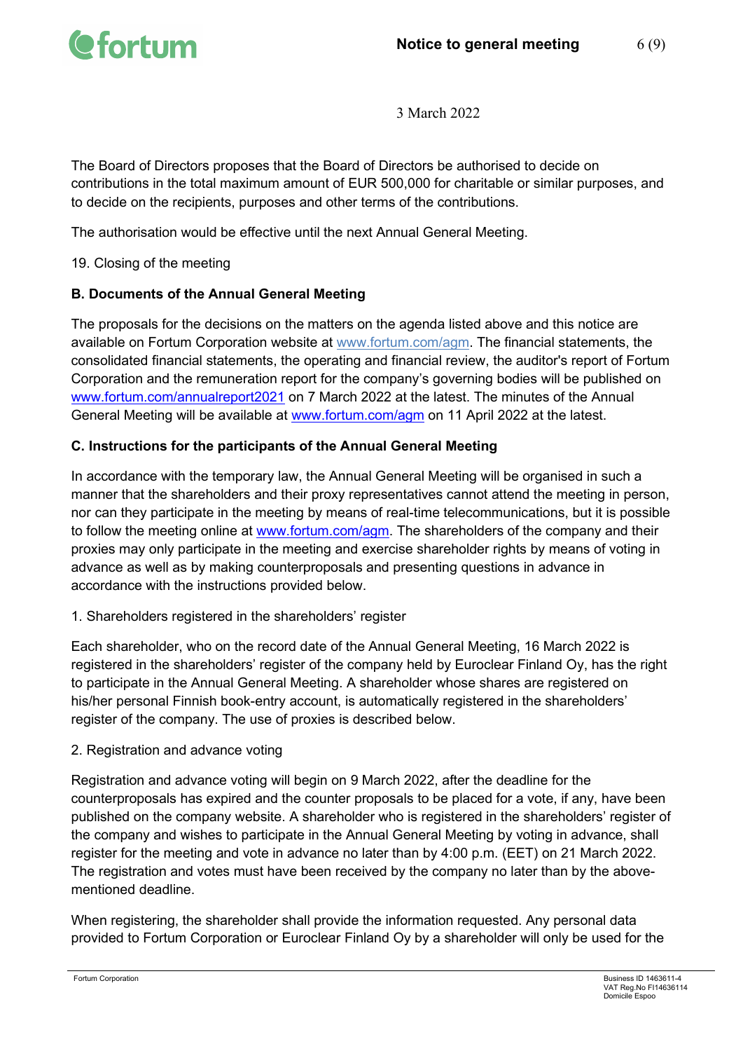3 March 2022

The Board of Directors proposes that the Board of Directors be authorised to decide on contributions in the total maximum amount of EUR 500,000 for charitable or similar purposes, and to decide on the recipients, purposes and other terms of the contributions.

The authorisation would be effective until the next Annual General Meeting.

19. Closing of the meeting

**B. Documents of the Annual General Meeting**

The proposals for the decisions on the matters on the agenda listed above and this notice are available on Fortum Corporation website at www.fortum.com/agm. The financial statements, the consolidated financial statements, the operating and financial review, the auditor's report of Fortum Corporation and the remuneration report for the company's governing bodies will be published on www.fortum.com/annualreport2021 on 7 March 2022 at the latest. The minutes of the Annual General Meeting will be available at www.fortum.com/agm on 11 April 2022 at the latest.

**C. Instructions for the participants of the Annual General Meeting**

In accordance with the temporary law, the Annual General Meeting will be organised in such a manner that the shareholders and their proxy representatives cannot attend the meeting in person, nor can they participate in the meeting by means of real-time telecommunications, but it is possible to follow the meeting online at www.fortum.com/agm. The shareholders of the company and their proxies may only participate in the meeting and exercise shareholder rights by means of voting in advance as well as by making counterproposals and presenting questions in advance in accordance with the instructions provided below.

1. Shareholders registered in the shareholders' register

Each shareholder, who on the record date of the Annual General Meeting, 16 March 2022 is registered in the shareholders' register of the company held by Euroclear Finland Oy, has the right to participate in the Annual General Meeting. A shareholder whose shares are registered on his/her personal Finnish book-entry account, is automatically registered in the shareholders' register of the company. The use of proxies is described below.

2. Registration and advance voting

Registration and advance voting will begin on 9 March 2022, after the deadline for the counterproposals has expired and the counter proposals to be placed for a vote, if any, have been published on the company website. A shareholder who is registered in the shareholders' register of the company and wishes to participate in the Annual General Meeting by voting in advance, shall register for the meeting and vote in advance no later than by 4:00 p.m. (EET) on 21 March 2022. The registration and votes must have been received by the company no later than by the above-mentioned deadline.

When registering, the shareholder shall provide the information requested. Any personal data provided to Fortum Corporation or Euroclear Finland Oy by a shareholder will only be used for the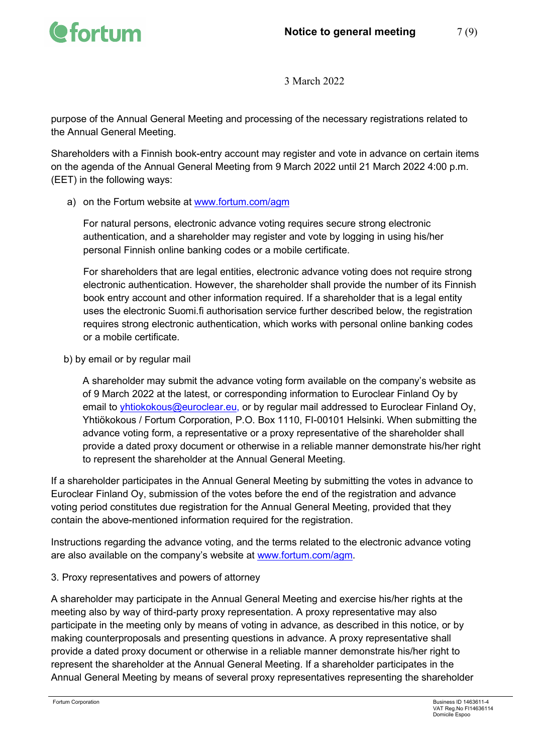purpose of the Annual General Meeting and processing of the necessary registrations related to the Annual General Meeting.

Shareholders with a Finnish book-entry account may register and vote in advance on certain items on the agenda of the Annual General Meeting from 9 March 2022 until 21 March 2022 4:00 p.m. (EET) in the following ways:

a) on the Fortum website at www.fortum.com/agm

   For natural persons, electronic advance voting requires secure strong electronic authentication, and a shareholder may register and vote by logging in using his/her personal Finnish online banking codes or a mobile certificate.

   For shareholders that are legal entities, electronic advance voting does not require strong electronic authentication. However, the shareholder shall provide the number of its Finnish book entry account and other information required. If a shareholder that is a legal entity uses the electronic Suomi.fi authorisation service further described below, the registration requires strong electronic authentication, which works with personal online banking codes or a mobile certificate.

b) by email or by regular mail

   A shareholder may submit the advance voting form available on the company's website as of 9 March 2022 at the latest, or corresponding information to Euroclear Finland Oy by email to yhtiokokous@euroclear.eu, or by regular mail addressed to Euroclear Finland Oy, Yhtiökokous / Fortum Corporation, P.O. Box 1110, FI-00101 Helsinki. When submitting the advance voting form, a representative or a proxy representative of the shareholder shall provide a dated proxy document or otherwise in a reliable manner demonstrate his/her right to represent the shareholder at the Annual General Meeting.

If a shareholder participates in the Annual General Meeting by submitting the votes in advance to Euroclear Finland Oy, submission of the votes before the end of the registration and advance voting period constitutes due registration for the Annual General Meeting, provided that they contain the above-mentioned information required for the registration.

Instructions regarding the advance voting, and the terms related to the electronic advance voting are also available on the company's website at www.fortum.com/agm.

3. Proxy representatives and powers of attorney

A shareholder may participate in the Annual General Meeting and exercise his/her rights at the meeting also by way of third-party proxy representation. A proxy representative may also participate in the meeting only by means of voting in advance, as described in this notice, or by making counterproposals and presenting questions in advance. A proxy representative shall provide a dated proxy document or otherwise in a reliable manner demonstrate his/her right to represent the shareholder at the Annual General Meeting. If a shareholder participates in the Annual General Meeting by means of several proxy representatives representing the shareholder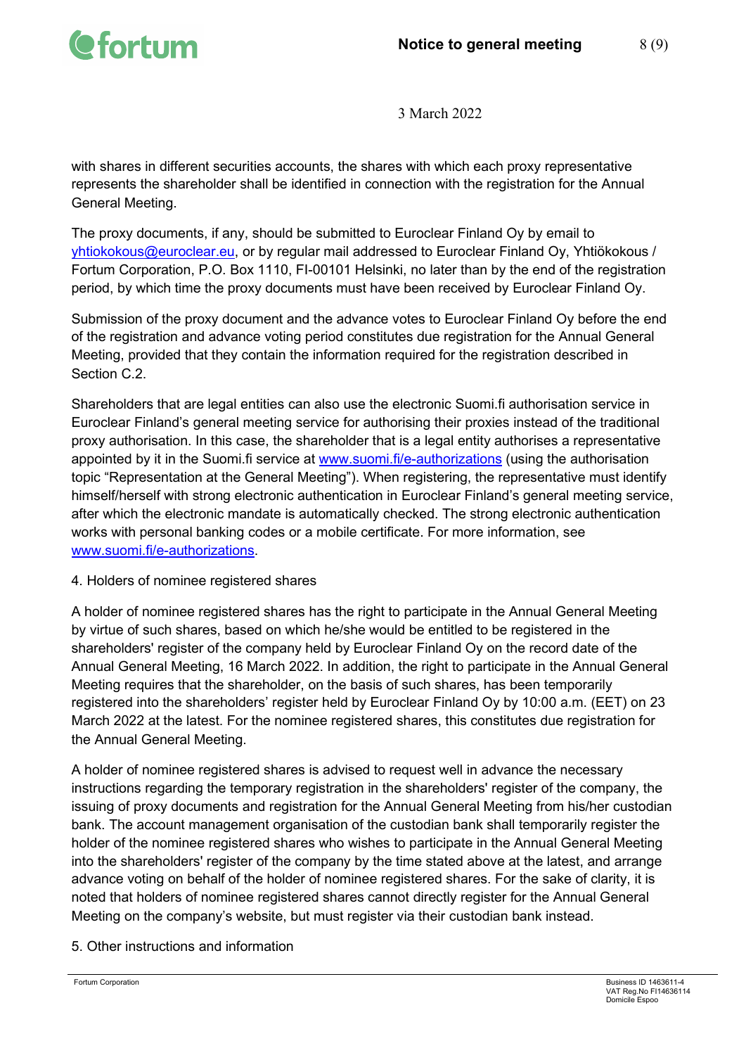with shares in different securities accounts, the shares with which each proxy representative represents the shareholder shall be identified in connection with the registration for the Annual General Meeting.

The proxy documents, if any, should be submitted to Euroclear Finland Oy by email to yhtiokokous@euroclear.eu, or by regular mail addressed to Euroclear Finland Oy, Yhtiökokous / Fortum Corporation, P.O. Box 1110, FI-00101 Helsinki, no later than by the end of the registration period, by which time the proxy documents must have been received by Euroclear Finland Oy.

Submission of the proxy document and the advance votes to Euroclear Finland Oy before the end of the registration and advance voting period constitutes due registration for the Annual General Meeting, provided that they contain the information required for the registration described in Section C.2.

Shareholders that are legal entities can also use the electronic Suomi.fi authorisation service in Euroclear Finland's general meeting service for authorising their proxies instead of the traditional proxy authorisation. In this case, the shareholder that is a legal entity authorises a representative appointed by it in the Suomi.fi service at www.suomi.fi/e-authorizations (using the authorisation topic "Representation at the General Meeting"). When registering, the representative must identify himself/herself with strong electronic authentication in Euroclear Finland's general meeting service, after which the electronic mandate is automatically checked. The strong electronic authentication works with personal banking codes or a mobile certificate. For more information, see www.suomi.fi/e-authorizations.

4. Holders of nominee registered shares

A holder of nominee registered shares has the right to participate in the Annual General Meeting by virtue of such shares, based on which he/she would be entitled to be registered in the shareholders' register of the company held by Euroclear Finland Oy on the record date of the Annual General Meeting, 16 March 2022. In addition, the right to participate in the Annual General Meeting requires that the shareholder, on the basis of such shares, has been temporarily registered into the shareholders' register held by Euroclear Finland Oy by 10:00 a.m. (EET) on 23 March 2022 at the latest. For the nominee registered shares, this constitutes due registration for the Annual General Meeting.

A holder of nominee registered shares is advised to request well in advance the necessary instructions regarding the temporary registration in the shareholders' register of the company, the issuing of proxy documents and registration for the Annual General Meeting from his/her custodian bank. The account management organisation of the custodian bank shall temporarily register the holder of the nominee registered shares who wishes to participate in the Annual General Meeting into the shareholders' register of the company by the time stated above at the latest, and arrange advance voting on behalf of the holder of nominee registered shares. For the sake of clarity, it is noted that holders of nominee registered shares cannot directly register for the Annual General Meeting on the company's website, but must register via their custodian bank instead.

5. Other instructions and information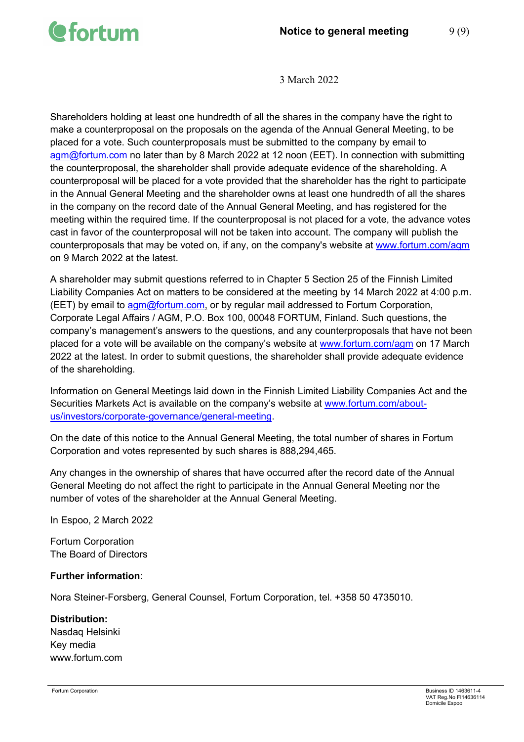Shareholders holding at least one hundredth of all the shares in the company have the right to make a counterproposal on the proposals on the agenda of the Annual General Meeting, to be placed for a vote. Such counterproposals must be submitted to the company by email to agm@fortum.com no later than by 8 March 2022 at 12 noon (EET). In connection with submitting the counterproposal, the shareholder shall provide adequate evidence of the shareholding. A counterproposal will be placed for a vote provided that the shareholder has the right to participate in the Annual General Meeting and the shareholder owns at least one hundredth of all the shares in the company on the record date of the Annual General Meeting, and has registered for the meeting within the required time. If the counterproposal is not placed for a vote, the advance votes cast in favor of the counterproposal will not be taken into account. The company will publish the counterproposals that may be voted on, if any, on the company's website at www.fortum.com/agm on 9 March 2022 at the latest.

A shareholder may submit questions referred to in Chapter 5 Section 25 of the Finnish Limited Liability Companies Act on matters to be considered at the meeting by 14 March 2022 at 4:00 p.m. (EET) by email to agm@fortum.com, or by regular mail addressed to Fortum Corporation, Corporate Legal Affairs / AGM, P.O. Box 100, 00048 FORTUM, Finland. Such questions, the company's management's answers to the questions, and any counterproposals that have not been placed for a vote will be available on the company's website at www.fortum.com/agm on 17 March 2022 at the latest. In order to submit questions, the shareholder shall provide adequate evidence of the shareholding.

Information on General Meetings laid down in the Finnish Limited Liability Companies Act and the Securities Markets Act is available on the company's website at www.fortum.com/about-us/investors/corporate-governance/general-meeting.

On the date of this notice to the Annual General Meeting, the total number of shares in Fortum Corporation and votes represented by such shares is 888,294,465.

Any changes in the ownership of shares that have occurred after the record date of the Annual General Meeting do not affect the right to participate in the Annual General Meeting nor the number of votes of the shareholder at the Annual General Meeting.

In Espoo, 2 March 2022

Fortum Corporation
The Board of Directors

**Further information**:

Nora Steiner-Forsberg, General Counsel, Fortum Corporation, tel. +358 50 4735010.

**Distribution:**
Nasdaq Helsinki
Key media
www.fortum.com